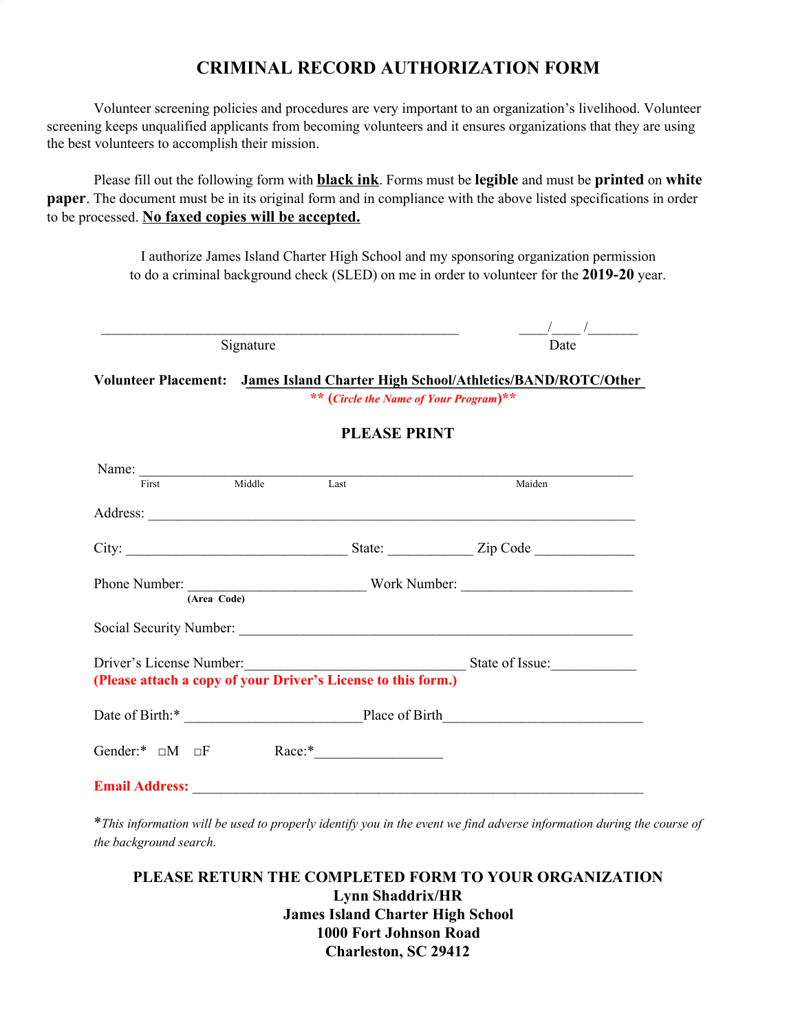# CRIMINAL RECORD AUTHORIZATION FORM

Volunteer screening policies and procedures are very important to an organization's livelihood. Volunteer screening keeps unqualified applicants from becoming volunteers and it ensures organizations that they are using the best volunteers to accomplish their mission.

Please fill out the following form with **black ink**. Forms must be **legible** and must be **printed** on **white paper**. The document must be in its original form and in compliance with the above listed specifications in order to be processed. **No faxed copies will be accepted.**

I authorize James Island Charter High School and my sponsoring organization permission to do a criminal background check (SLED) on me in order to volunteer for the **2019-20** year.

_________________________________________________ ____/____/_______

Signature Date

**Volunteer Placement: James Island Charter High School/Athletics/BAND/ROTC/Other**

** (*Circle the Name of Your Program*)**

**PLEASE PRINT**

Name: ______________________________________________________________________

First Middle Last Maiden

Address: ____________________________________________________________________

City: ______________________________ State: ___________ Zip Code _____________

Phone Number: ________________________ Work Number: _______________________

(Area Code)

Social Security Number: ______________________________________________________

Driver's License Number:______________________________ State of Issue:___________

**(Please attach a copy of your Driver's License to this form.)**

Date of Birth:* ________________________Place of Birth__________________________

Gender:* □M □F Race:*_________________

**Email Address:** _____________________________________________________________

**This information will be used to properly identify you in the event we find adverse information during the course of the background search.*

**PLEASE RETURN THE COMPLETED FORM TO YOUR ORGANIZATION**
**Lynn Shaddrix/HR**
**James Island Charter High School**
**1000 Fort Johnson Road**
**Charleston, SC 29412**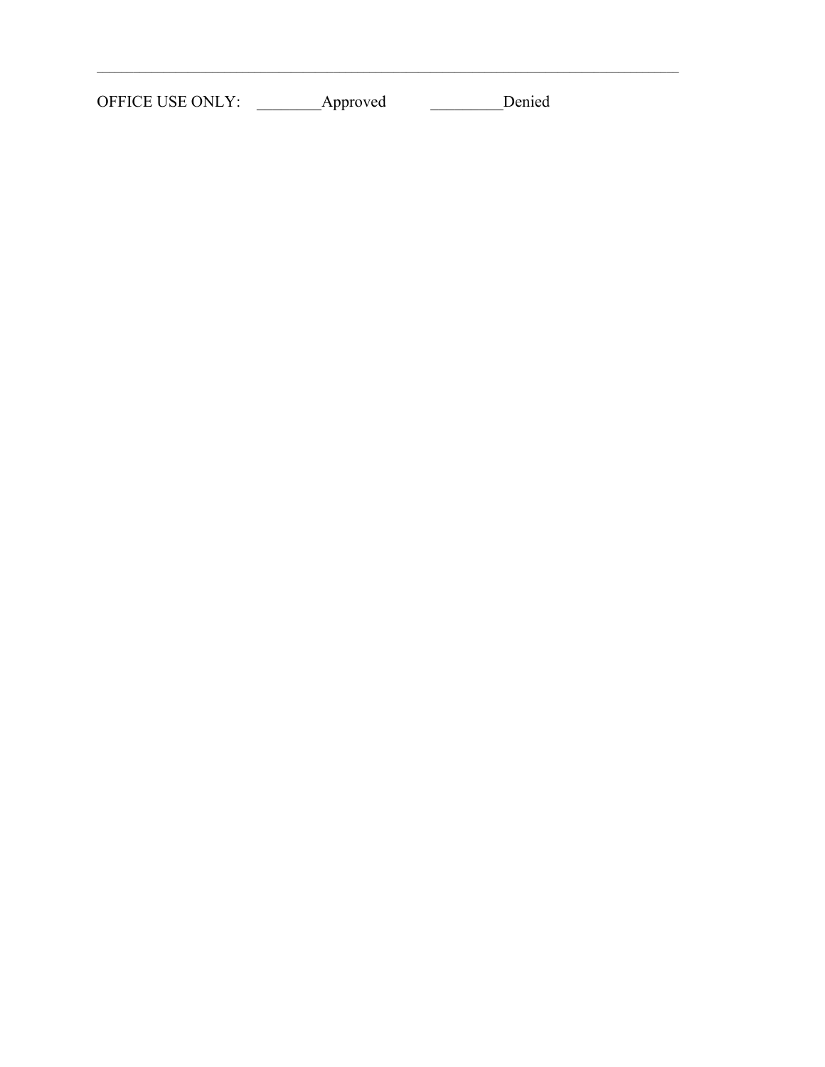---

OFFICE USE ONLY: ________Approved _________Denied